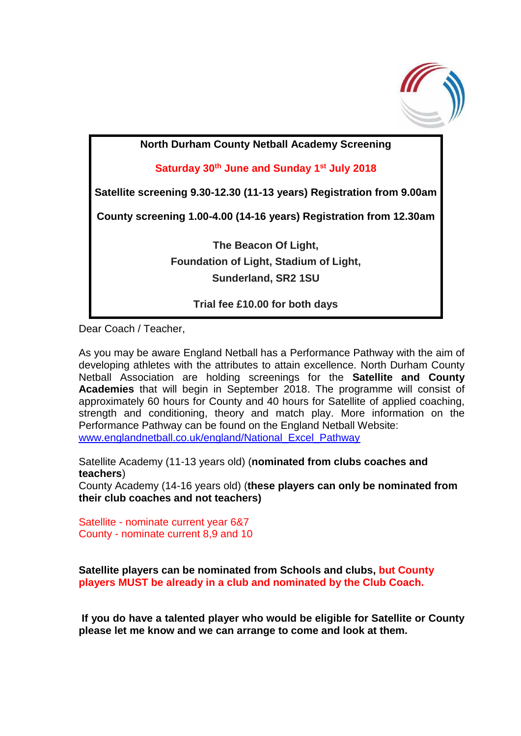**North Durham County Netball Academy Screening**

**Saturday 30th June and Sunday 1st July 2018**

**Satellite screening 9.30-12.30 (11-13 years) Registration from 9.00am**

**County screening 1.00-4.00 (14-16 years) Registration from 12.30am**

**The Beacon Of Light,**
**Foundation of Light, Stadium of Light,**
**Sunderland, SR2 1SU**

**Trial fee £10.00 for both days**

Dear Coach / Teacher,

As you may be aware England Netball has a Performance Pathway with the aim of developing athletes with the attributes to attain excellence. North Durham County Netball Association are holding screenings for the **Satellite and County Academies** that will begin in September 2018. The programme will consist of approximately 60 hours for County and 40 hours for Satellite of applied coaching, strength and conditioning, theory and match play. More information on the Performance Pathway can be found on the England Netball Website:
[www.englandnetball.co.uk/england/National_Excel_Pathway](www.englandnetball.co.uk/england/National_Excel_Pathway)

Satellite Academy (11-13 years old) (**nominated from clubs coaches and teachers**)
County Academy (14-16 years old) (**these players can only be nominated from their club coaches and not teachers)**

Satellite - nominate current year 6&7
County - nominate current 8,9 and 10

**Satellite players can be nominated from Schools and clubs, but County players MUST be already in a club and nominated by the Club Coach.**

**If you do have a talented player who would be eligible for Satellite or County please let me know and we can arrange to come and look at them.**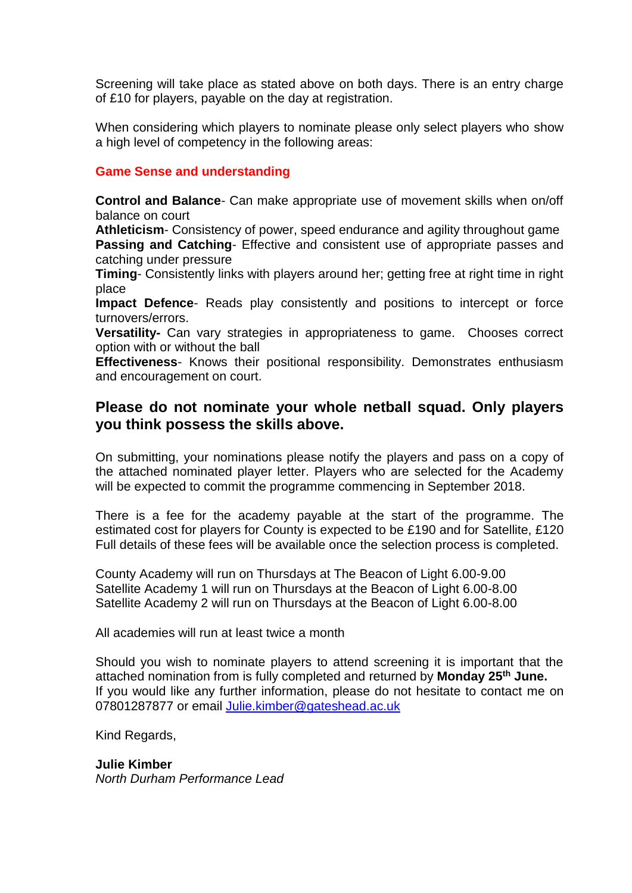Screening will take place as stated above on both days. There is an entry charge of £10 for players, payable on the day at registration.

When considering which players to nominate please only select players who show a high level of competency in the following areas:

**Game Sense and understanding**

**Control and Balance**- Can make appropriate use of movement skills when on/off balance on court
**Athleticism**- Consistency of power, speed endurance and agility throughout game
**Passing and Catching**- Effective and consistent use of appropriate passes and catching under pressure
**Timing**- Consistently links with players around her; getting free at right time in right place
**Impact Defence**- Reads play consistently and positions to intercept or force turnovers/errors.
**Versatility-** Can vary strategies in appropriateness to game. Chooses correct option with or without the ball
**Effectiveness**- Knows their positional responsibility. Demonstrates enthusiasm and encouragement on court.

### Please do not nominate your whole netball squad. Only players you think possess the skills above.

On submitting, your nominations please notify the players and pass on a copy of the attached nominated player letter. Players who are selected for the Academy will be expected to commit the programme commencing in September 2018.

There is a fee for the academy payable at the start of the programme. The estimated cost for players for County is expected to be £190 and for Satellite, £120 Full details of these fees will be available once the selection process is completed.

County Academy will run on Thursdays at The Beacon of Light 6.00-9.00
Satellite Academy 1 will run on Thursdays at the Beacon of Light 6.00-8.00
Satellite Academy 2 will run on Thursdays at the Beacon of Light 6.00-8.00

All academies will run at least twice a month

Should you wish to nominate players to attend screening it is important that the attached nomination from is fully completed and returned by **Monday 25th June.**
If you would like any further information, please do not hesitate to contact me on 07801287877 or email Julie.kimber@gateshead.ac.uk

Kind Regards,

**Julie Kimber**
*North Durham Performance Lead*